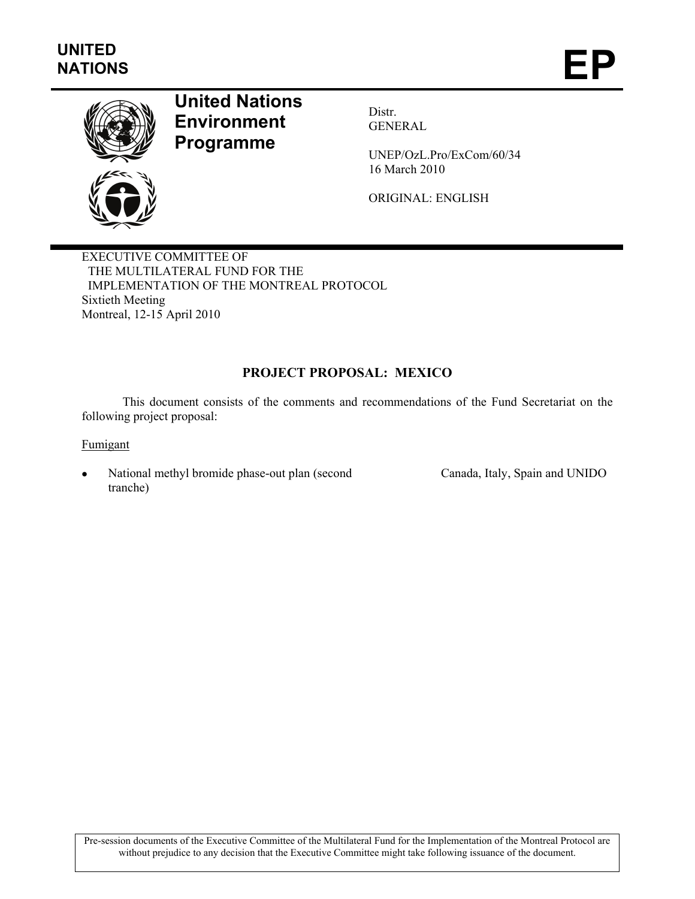UNITED NATIONS

# EP

**United Nations Environment Programme**

Distr.
GENERAL

UNEP/OzL.Pro/ExCom/60/34
16 March 2010

ORIGINAL: ENGLISH

EXECUTIVE COMMITTEE OF
THE MULTILATERAL FUND FOR THE
IMPLEMENTATION OF THE MONTREAL PROTOCOL
Sixtieth Meeting
Montreal, 12-15 April 2010

## PROJECT PROPOSAL: MEXICO

This document consists of the comments and recommendations of the Fund Secretariat on the following project proposal:

Fumigant

- National methyl bromide phase-out plan (second tranche) — Canada, Italy, Spain and UNIDO

Pre-session documents of the Executive Committee of the Multilateral Fund for the Implementation of the Montreal Protocol are without prejudice to any decision that the Executive Committee might take following issuance of the document.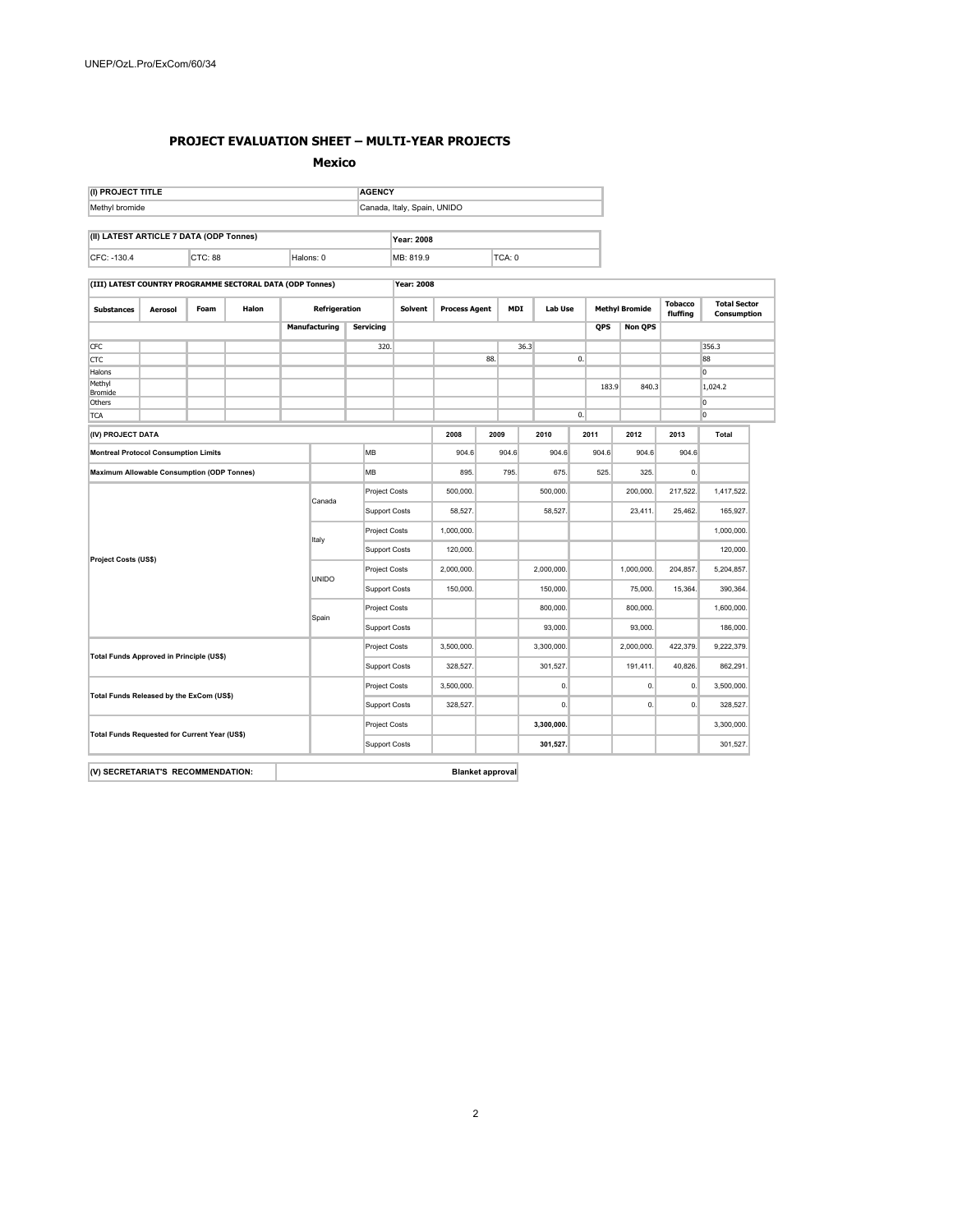## PROJECT EVALUATION SHEET – MULTI-YEAR PROJECTS

### Mexico

| (I) PROJECT TITLE | AGENCY |
|---|---|
| Methyl bromide | Canada, Italy, Spain, UNIDO |

| (II) LATEST ARTICLE 7 DATA (ODP Tonnes) | | | Year: 2008 | |
|---|---|---|---|---|
| CFC: -130.4 | CTC: 88 | Halons: 0 | MB: 819.9 | TCA: 0 |

| (III) LATEST COUNTRY PROGRAMME SECTORAL DATA (ODP Tonnes) | | | | | | | | | | | | | | Year: 2008 |
|---|---|---|---|---|---|---|---|---|---|---|---|---|---|---|
| Substances | Aerosol | Foam | Halon | Refrigeration | | Solvent | Process Agent | MDI | Lab Use | Methyl Bromide | | Tobacco fluffing | Total Sector Consumption |
| | | | | Manufacturing | Servicing | | | | | QPS | Non QPS | | |
| CFC | | | | | 320. | | | 36.3 | | | | | 356.3 |
| CTC | | | | | | | 88. | | 0. | | | | 88 |
| Halons | | | | | | | | | | | | | 0 |
| Methyl Bromide | | | | | | | | | | 183.9 | 840.3 | | 1,024.2 |
| Others | | | | | | | | | | | | | 0 |
| TCA | | | | | | | | | 0. | | | | 0 |

| (IV) PROJECT DATA | | | 2008 | 2009 | 2010 | 2011 | 2012 | 2013 | Total |
|---|---|---|---|---|---|---|---|---|---|
| Montreal Protocol Consumption Limits | | MB | 904.6 | 904.6 | 904.6 | 904.6 | 904.6 | 904.6 | |
| Maximum Allowable Consumption (ODP Tonnes) | | MB | 895. | 795. | 675. | 525. | 325. | 0. | |
| Project Costs (US$) | Canada | Project Costs | 500,000. | | 500,000. | | 200,000. | 217,522. | 1,417,522. |
| | | Support Costs | 58,527. | | 58,527. | | 23,411. | 25,462. | 165,927. |
| | Italy | Project Costs | 1,000,000. | | | | | | 1,000,000. |
| | | Support Costs | 120,000. | | | | | | 120,000. |
| | UNIDO | Project Costs | 2,000,000. | | 2,000,000. | | 1,000,000. | 204,857. | 5,204,857. |
| | | Support Costs | 150,000. | | 150,000. | | 75,000. | 15,364. | 390,364. |
| | Spain | Project Costs | | | 800,000. | | 800,000. | | 1,600,000. |
| | | Support Costs | | | 93,000. | | 93,000. | | 186,000. |
| Total Funds Approved in Principle (US$) | | Project Costs | 3,500,000. | | 3,300,000. | | 2,000,000. | 422,379. | 9,222,379. |
| | | Support Costs | 328,527. | | 301,527. | | 191,411. | 40,826. | 862,291. |
| Total Funds Released by the ExCom (US$) | | Project Costs | 3,500,000. | | 0. | | 0. | 0. | 3,500,000. |
| | | Support Costs | 328,527. | | 0. | | 0. | 0. | 328,527. |
| Total Funds Requested for Current Year (US$) | | Project Costs | | | **3,300,000.** | | | | 3,300,000. |
| | | Support Costs | | | **301,527.** | | | | 301,527. |

| (V) SECRETARIAT'S RECOMMENDATION: | Blanket approval |
|---|---|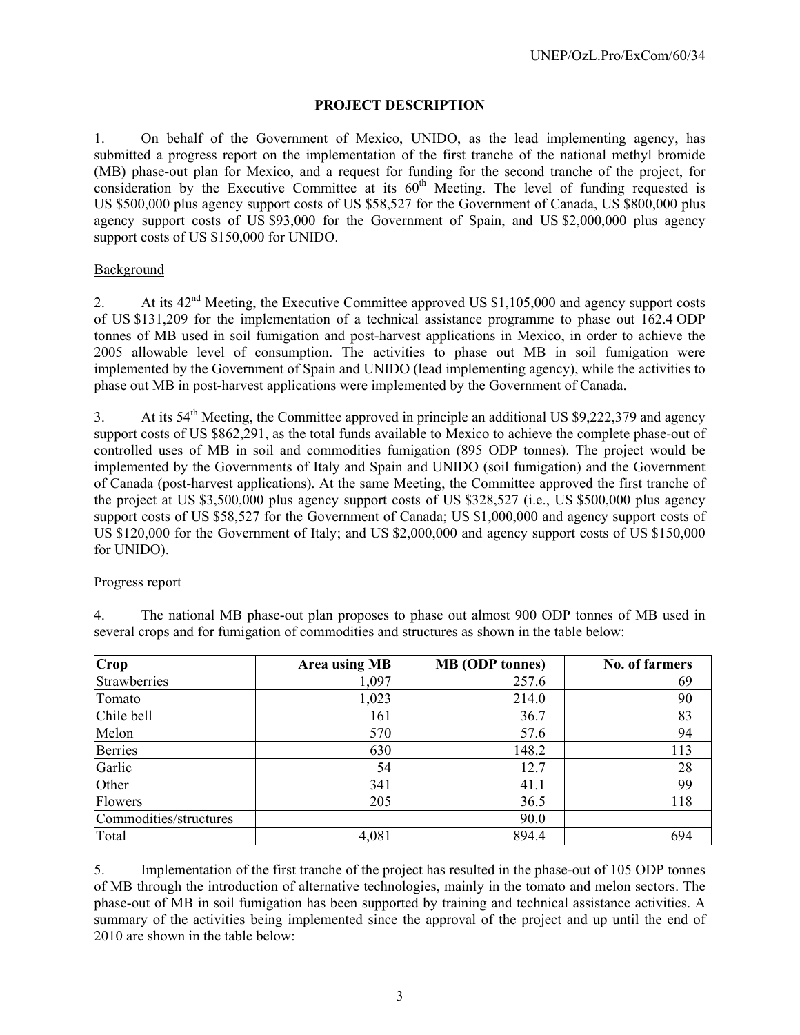## PROJECT DESCRIPTION

1. On behalf of the Government of Mexico, UNIDO, as the lead implementing agency, has submitted a progress report on the implementation of the first tranche of the national methyl bromide (MB) phase-out plan for Mexico, and a request for funding for the second tranche of the project, for consideration by the Executive Committee at its 60th Meeting. The level of funding requested is US $500,000 plus agency support costs of US $58,527 for the Government of Canada, US $800,000 plus agency support costs of US $93,000 for the Government of Spain, and US $2,000,000 plus agency support costs of US $150,000 for UNIDO.

### Background

2. At its 42nd Meeting, the Executive Committee approved US $1,105,000 and agency support costs of US $131,209 for the implementation of a technical assistance programme to phase out 162.4 ODP tonnes of MB used in soil fumigation and post-harvest applications in Mexico, in order to achieve the 2005 allowable level of consumption. The activities to phase out MB in soil fumigation were implemented by the Government of Spain and UNIDO (lead implementing agency), while the activities to phase out MB in post-harvest applications were implemented by the Government of Canada.

3. At its 54th Meeting, the Committee approved in principle an additional US $9,222,379 and agency support costs of US $862,291, as the total funds available to Mexico to achieve the complete phase-out of controlled uses of MB in soil and commodities fumigation (895 ODP tonnes). The project would be implemented by the Governments of Italy and Spain and UNIDO (soil fumigation) and the Government of Canada (post-harvest applications). At the same Meeting, the Committee approved the first tranche of the project at US $3,500,000 plus agency support costs of US $328,527 (i.e., US $500,000 plus agency support costs of US $58,527 for the Government of Canada; US $1,000,000 and agency support costs of US $120,000 for the Government of Italy; and US $2,000,000 and agency support costs of US $150,000 for UNIDO).

### Progress report

4. The national MB phase-out plan proposes to phase out almost 900 ODP tonnes of MB used in several crops and for fumigation of commodities and structures as shown in the table below:

| Crop | Area using MB | MB (ODP tonnes) | No. of farmers |
|---|---|---|---|
| Strawberries | 1,097 | 257.6 | 69 |
| Tomato | 1,023 | 214.0 | 90 |
| Chile bell | 161 | 36.7 | 83 |
| Melon | 570 | 57.6 | 94 |
| Berries | 630 | 148.2 | 113 |
| Garlic | 54 | 12.7 | 28 |
| Other | 341 | 41.1 | 99 |
| Flowers | 205 | 36.5 | 118 |
| Commodities/structures | | 90.0 | |
| Total | 4,081 | 894.4 | 694 |

5. Implementation of the first tranche of the project has resulted in the phase-out of 105 ODP tonnes of MB through the introduction of alternative technologies, mainly in the tomato and melon sectors. The phase-out of MB in soil fumigation has been supported by training and technical assistance activities. A summary of the activities being implemented since the approval of the project and up until the end of 2010 are shown in the table below: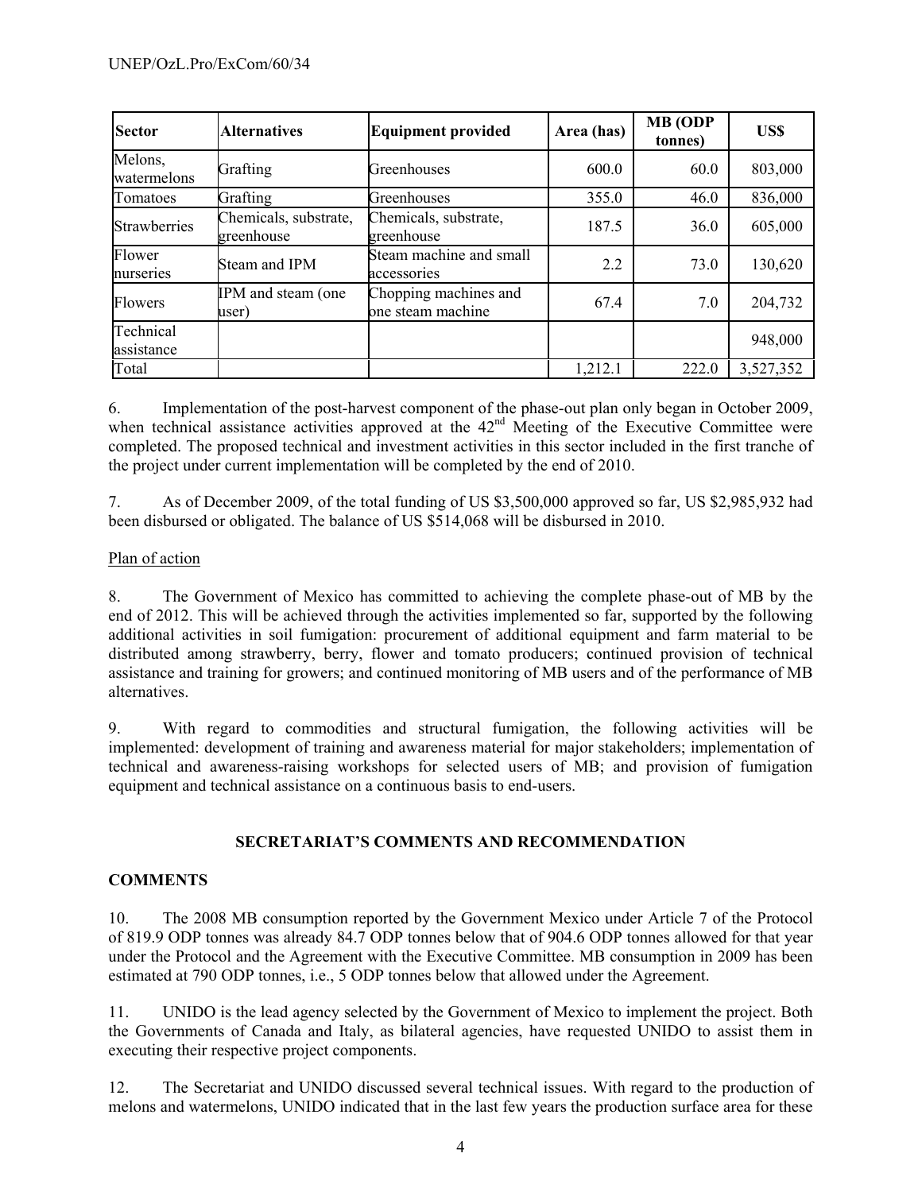| Sector | Alternatives | Equipment provided | Area (has) | MB (ODP tonnes) | US$ |
|---|---|---|---|---|---|
| Melons, watermelons | Grafting | Greenhouses | 600.0 | 60.0 | 803,000 |
| Tomatoes | Grafting | Greenhouses | 355.0 | 46.0 | 836,000 |
| Strawberries | Chemicals, substrate, greenhouse | Chemicals, substrate, greenhouse | 187.5 | 36.0 | 605,000 |
| Flower nurseries | Steam and IPM | Steam machine and small accessories | 2.2 | 73.0 | 130,620 |
| Flowers | IPM and steam (one user) | Chopping machines and one steam machine | 67.4 | 7.0 | 204,732 |
| Technical assistance | | | | | 948,000 |
| Total | | | 1,212.1 | 222.0 | 3,527,352 |

6. Implementation of the post-harvest component of the phase-out plan only began in October 2009, when technical assistance activities approved at the 42nd Meeting of the Executive Committee were completed. The proposed technical and investment activities in this sector included in the first tranche of the project under current implementation will be completed by the end of 2010.

7. As of December 2009, of the total funding of US $3,500,000 approved so far, US $2,985,932 had been disbursed or obligated. The balance of US $514,068 will be disbursed in 2010.

Plan of action

8. The Government of Mexico has committed to achieving the complete phase-out of MB by the end of 2012. This will be achieved through the activities implemented so far, supported by the following additional activities in soil fumigation: procurement of additional equipment and farm material to be distributed among strawberry, berry, flower and tomato producers; continued provision of technical assistance and training for growers; and continued monitoring of MB users and of the performance of MB alternatives.

9. With regard to commodities and structural fumigation, the following activities will be implemented: development of training and awareness material for major stakeholders; implementation of technical and awareness-raising workshops for selected users of MB; and provision of fumigation equipment and technical assistance on a continuous basis to end-users.

## SECRETARIAT'S COMMENTS AND RECOMMENDATION

### COMMENTS

10. The 2008 MB consumption reported by the Government Mexico under Article 7 of the Protocol of 819.9 ODP tonnes was already 84.7 ODP tonnes below that of 904.6 ODP tonnes allowed for that year under the Protocol and the Agreement with the Executive Committee. MB consumption in 2009 has been estimated at 790 ODP tonnes, i.e., 5 ODP tonnes below that allowed under the Agreement.

11. UNIDO is the lead agency selected by the Government of Mexico to implement the project. Both the Governments of Canada and Italy, as bilateral agencies, have requested UNIDO to assist them in executing their respective project components.

12. The Secretariat and UNIDO discussed several technical issues. With regard to the production of melons and watermelons, UNIDO indicated that in the last few years the production surface area for these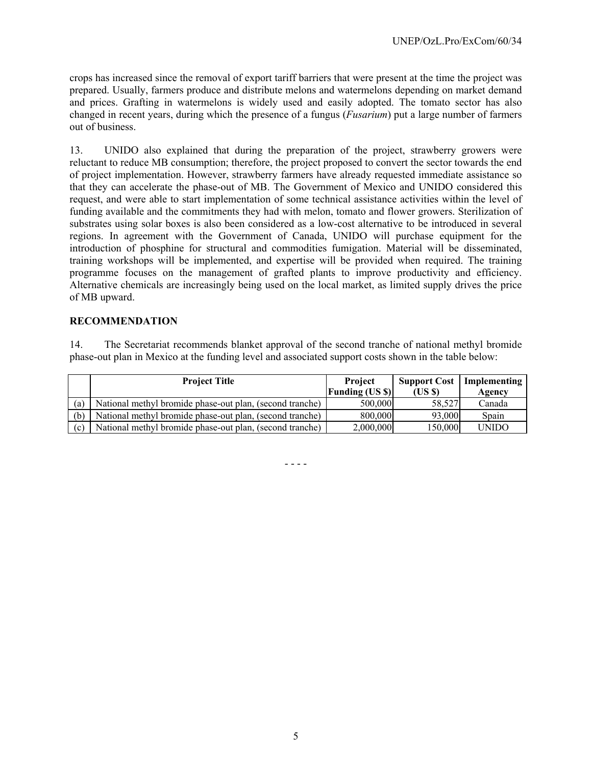crops has increased since the removal of export tariff barriers that were present at the time the project was prepared. Usually, farmers produce and distribute melons and watermelons depending on market demand and prices. Grafting in watermelons is widely used and easily adopted. The tomato sector has also changed in recent years, during which the presence of a fungus (*Fusarium*) put a large number of farmers out of business.

13. UNIDO also explained that during the preparation of the project, strawberry growers were reluctant to reduce MB consumption; therefore, the project proposed to convert the sector towards the end of project implementation. However, strawberry farmers have already requested immediate assistance so that they can accelerate the phase-out of MB. The Government of Mexico and UNIDO considered this request, and were able to start implementation of some technical assistance activities within the level of funding available and the commitments they had with melon, tomato and flower growers. Sterilization of substrates using solar boxes is also been considered as a low-cost alternative to be introduced in several regions. In agreement with the Government of Canada, UNIDO will purchase equipment for the introduction of phosphine for structural and commodities fumigation. Material will be disseminated, training workshops will be implemented, and expertise will be provided when required. The training programme focuses on the management of grafted plants to improve productivity and efficiency. Alternative chemicals are increasingly being used on the local market, as limited supply drives the price of MB upward.

## RECOMMENDATION

14. The Secretariat recommends blanket approval of the second tranche of national methyl bromide phase-out plan in Mexico at the funding level and associated support costs shown in the table below:

| | Project Title | Project Funding (US $) | Support Cost (US $) | Implementing Agency |
|---|---|---|---|---|
| (a) | National methyl bromide phase-out plan, (second tranche) | 500,000 | 58,527 | Canada |
| (b) | National methyl bromide phase-out plan, (second tranche) | 800,000 | 93,000 | Spain |
| (c) | National methyl bromide phase-out plan, (second tranche) | 2,000,000 | 150,000 | UNIDO |

- - - -